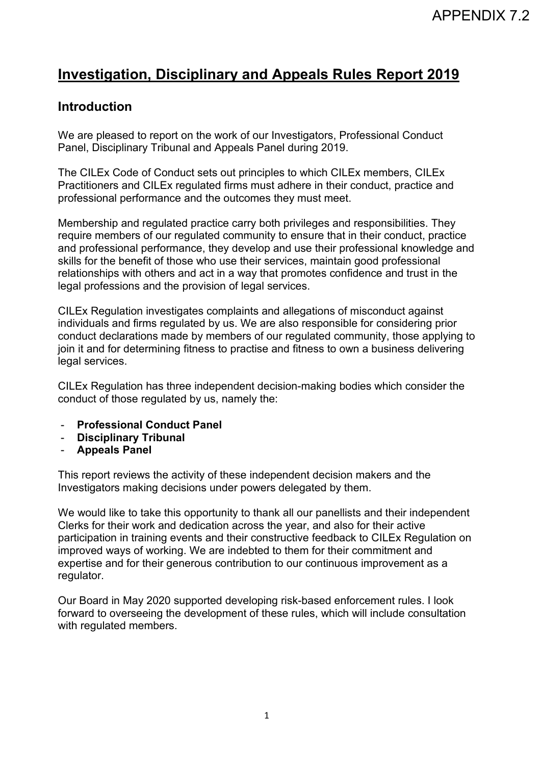APPENDIX 7.2

# Investigation, Disciplinary and Appeals Rules Report 2019

## Introduction

We are pleased to report on the work of our Investigators, Professional Conduct Panel, Disciplinary Tribunal and Appeals Panel during 2019.

The CILEx Code of Conduct sets out principles to which CILEx members, CILEx Practitioners and CILEx regulated firms must adhere in their conduct, practice and professional performance and the outcomes they must meet.

Membership and regulated practice carry both privileges and responsibilities. They require members of our regulated community to ensure that in their conduct, practice and professional performance, they develop and use their professional knowledge and skills for the benefit of those who use their services, maintain good professional relationships with others and act in a way that promotes confidence and trust in the legal professions and the provision of legal services.

CILEx Regulation investigates complaints and allegations of misconduct against individuals and firms regulated by us. We are also responsible for considering prior conduct declarations made by members of our regulated community, those applying to join it and for determining fitness to practise and fitness to own a business delivering legal services.

CILEx Regulation has three independent decision-making bodies which consider the conduct of those regulated by us, namely the:

- **Professional Conduct Panel**
- **Disciplinary Tribunal**
- **Appeals Panel**

This report reviews the activity of these independent decision makers and the Investigators making decisions under powers delegated by them.

We would like to take this opportunity to thank all our panellists and their independent Clerks for their work and dedication across the year, and also for their active participation in training events and their constructive feedback to CILEx Regulation on improved ways of working. We are indebted to them for their commitment and expertise and for their generous contribution to our continuous improvement as a regulator.

Our Board in May 2020 supported developing risk-based enforcement rules. I look forward to overseeing the development of these rules, which will include consultation with regulated members.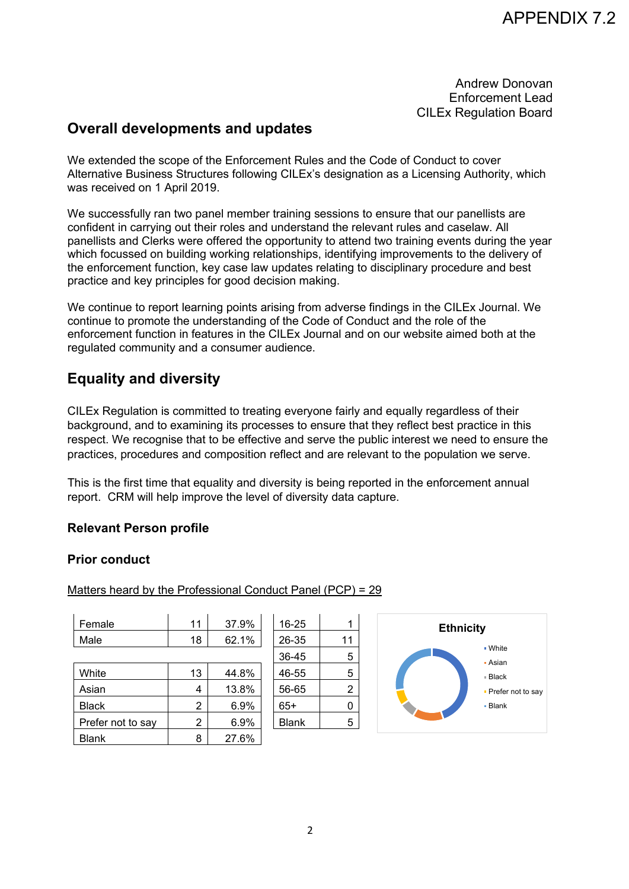APPENDIX 7.2

Andrew Donovan
Enforcement Lead
CILEx Regulation Board

## Overall developments and updates

We extended the scope of the Enforcement Rules and the Code of Conduct to cover Alternative Business Structures following CILEx's designation as a Licensing Authority, which was received on 1 April 2019.

We successfully ran two panel member training sessions to ensure that our panellists are confident in carrying out their roles and understand the relevant rules and caselaw. All panellists and Clerks were offered the opportunity to attend two training events during the year which focussed on building working relationships, identifying improvements to the delivery of the enforcement function, key case law updates relating to disciplinary procedure and best practice and key principles for good decision making.

We continue to report learning points arising from adverse findings in the CILEx Journal. We continue to promote the understanding of the Code of Conduct and the role of the enforcement function in features in the CILEx Journal and on our website aimed both at the regulated community and a consumer audience.

## Equality and diversity

CILEx Regulation is committed to treating everyone fairly and equally regardless of their background, and to examining its processes to ensure that they reflect best practice in this respect. We recognise that to be effective and serve the public interest we need to ensure the practices, procedures and composition reflect and are relevant to the population we serve.

This is the first time that equality and diversity is being reported in the enforcement annual report. CRM will help improve the level of diversity data capture.

### Relevant Person profile

### Prior conduct

Matters heard by the Professional Conduct Panel (PCP) = 29

| | | |
|---|---|---|
| Female | 11 | 37.9% |
| Male | 18 | 62.1% |

| | | |
|---|---|---|
| White | 13 | 44.8% |
| Asian | 4 | 13.8% |
| Black | 2 | 6.9% |
| Prefer not to say | 2 | 6.9% |
| Blank | 8 | 27.6% |

| | |
|---|---|
| 16-25 | 1 |
| 26-35 | 11 |
| 36-45 | 5 |
| 46-55 | 5 |
| 56-65 | 2 |
| 65+ | 0 |
| Blank | 5 |

Ethnicity

White
Asian
Black
Prefer not to say
Blank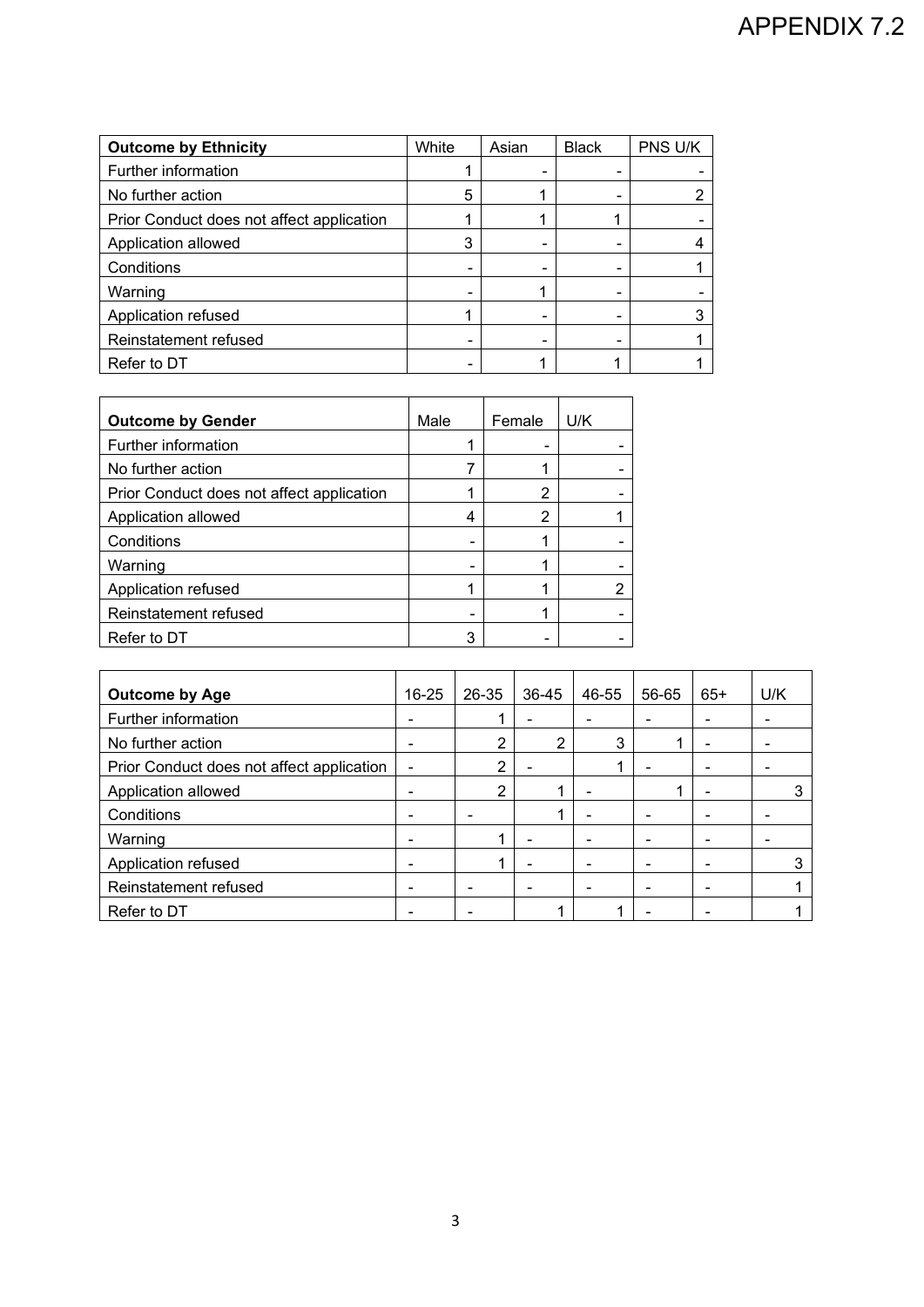APPENDIX 7.2

| Outcome by Ethnicity | White | Asian | Black | PNS U/K |
|---|---|---|---|---|
| Further information | 1 | - | - | - |
| No further action | 5 | 1 | - | 2 |
| Prior Conduct does not affect application | 1 | 1 | 1 | - |
| Application allowed | 3 | - | - | 4 |
| Conditions | - | - | - | 1 |
| Warning | - | 1 | - | - |
| Application refused | 1 | - | - | 3 |
| Reinstatement refused | - | - | - | 1 |
| Refer to DT | - | 1 | 1 | 1 |

| Outcome by Gender | Male | Female | U/K |
|---|---|---|---|
| Further information | 1 | - | - |
| No further action | 7 | 1 | - |
| Prior Conduct does not affect application | 1 | 2 | - |
| Application allowed | 4 | 2 | 1 |
| Conditions | - | 1 | - |
| Warning | - | 1 | - |
| Application refused | 1 | 1 | 2 |
| Reinstatement refused | - | 1 | - |
| Refer to DT | 3 | - | - |

| Outcome by Age | 16-25 | 26-35 | 36-45 | 46-55 | 56-65 | 65+ | U/K |
|---|---|---|---|---|---|---|---|
| Further information | - | 1 | - | - | - | - | - |
| No further action | - | 2 | 2 | 3 | 1 | - | - |
| Prior Conduct does not affect application | - | 2 | - | 1 | - | - | - |
| Application allowed | - | 2 | 1 | - | 1 | - | 3 |
| Conditions | - | - | 1 | - | - | - | - |
| Warning | - | 1 | - | - | - | - | - |
| Application refused | - | 1 | - | - | - | - | 3 |
| Reinstatement refused | - | - | - | - | - | - | 1 |
| Refer to DT | - | - | 1 | 1 | - | - | 1 |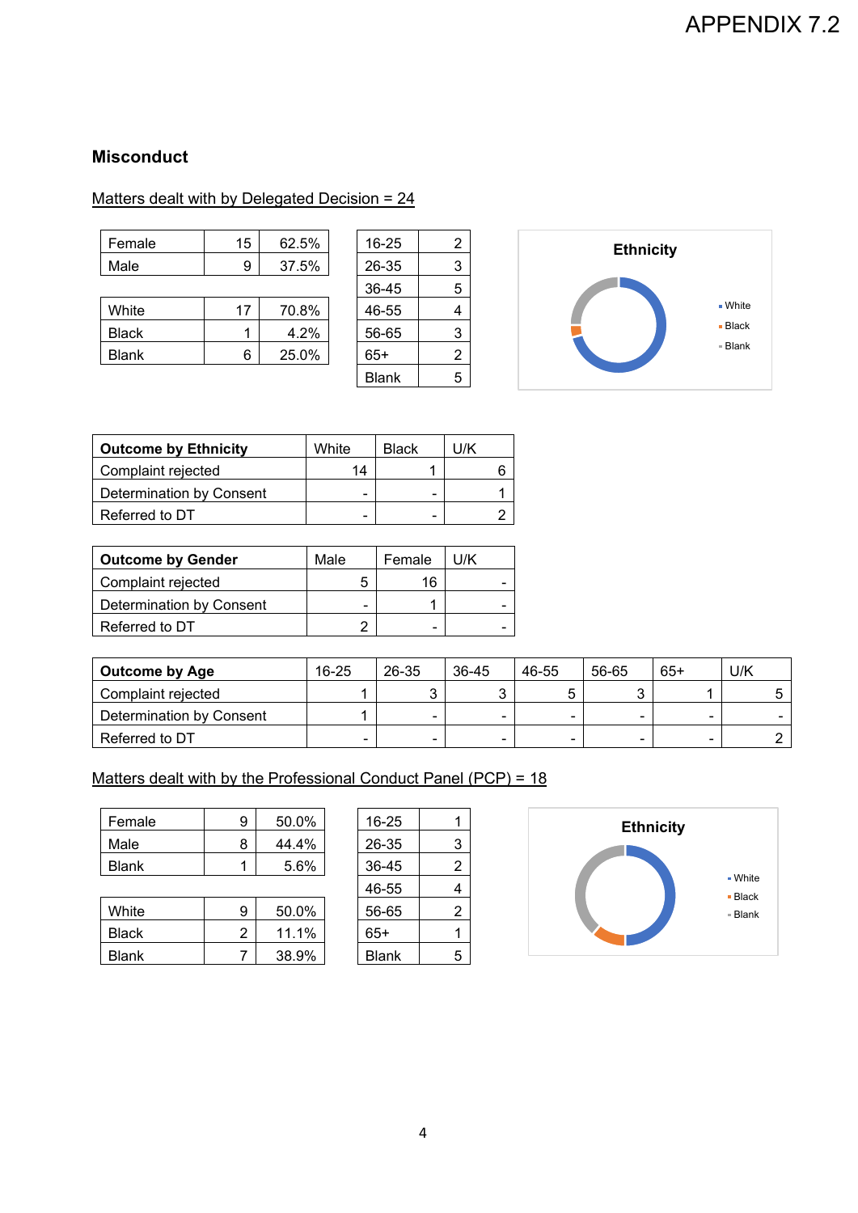APPENDIX 7.2

## Misconduct

Matters dealt with by Delegated Decision = 24

| | | |
|---|---|---|
| Female | 15 | 62.5% |
| Male | 9 | 37.5% |

| | | |
|---|---|---|
| White | 17 | 70.8% |
| Black | 1 | 4.2% |
| Blank | 6 | 25.0% |

| | |
|---|---|
| 16-25 | 2 |
| 26-35 | 3 |
| 36-45 | 5 |
| 46-55 | 4 |
| 56-65 | 3 |
| 65+ | 2 |
| Blank | 5 |

Ethnicity

White
Black
Blank

| **Outcome by Ethnicity** | White | Black | U/K |
|---|---|---|---|
| Complaint rejected | 14 | 1 | 6 |
| Determination by Consent | - | - | 1 |
| Referred to DT | - | - | 2 |

| **Outcome by Gender** | Male | Female | U/K |
|---|---|---|---|
| Complaint rejected | 5 | 16 | - |
| Determination by Consent | - | 1 | - |
| Referred to DT | 2 | - | - |

| **Outcome by Age** | 16-25 | 26-35 | 36-45 | 46-55 | 56-65 | 65+ | U/K |
|---|---|---|---|---|---|---|---|
| Complaint rejected | 1 | 3 | 3 | 5 | 3 | 1 | 5 |
| Determination by Consent | 1 | - | - | - | - | - | - |
| Referred to DT | - | - | - | - | - | - | 2 |

Matters dealt with by the Professional Conduct Panel (PCP) = 18

| | | |
|---|---|---|
| Female | 9 | 50.0% |
| Male | 8 | 44.4% |
| Blank | 1 | 5.6% |

| | | |
|---|---|---|
| White | 9 | 50.0% |
| Black | 2 | 11.1% |
| Blank | 7 | 38.9% |

| | |
|---|---|
| 16-25 | 1 |
| 26-35 | 3 |
| 36-45 | 2 |
| 46-55 | 4 |
| 56-65 | 2 |
| 65+ | 1 |
| Blank | 5 |

Ethnicity

White
Black
Blank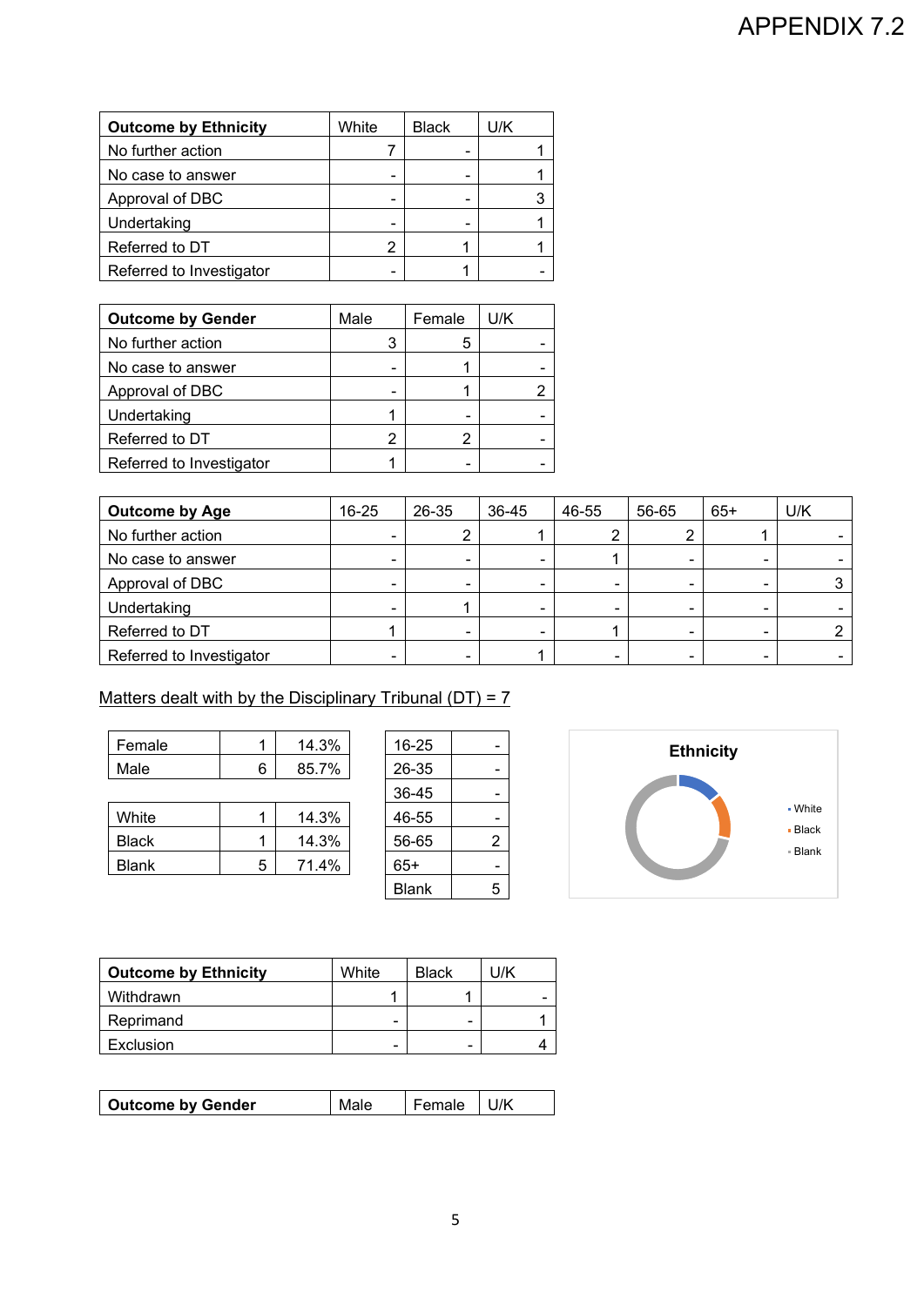APPENDIX 7.2

| Outcome by Ethnicity | White | Black | U/K |
|---|---|---|---|
| No further action | 7 | - | 1 |
| No case to answer | - | - | 1 |
| Approval of DBC | - | - | 3 |
| Undertaking | - | - | 1 |
| Referred to DT | 2 | 1 | 1 |
| Referred to Investigator | - | 1 | - |

| Outcome by Gender | Male | Female | U/K |
|---|---|---|---|
| No further action | 3 | 5 | - |
| No case to answer | - | 1 | - |
| Approval of DBC | - | 1 | 2 |
| Undertaking | 1 | - | - |
| Referred to DT | 2 | 2 | - |
| Referred to Investigator | 1 | - | - |

| Outcome by Age | 16-25 | 26-35 | 36-45 | 46-55 | 56-65 | 65+ | U/K |
|---|---|---|---|---|---|---|---|
| No further action | - | 2 | 1 | 2 | 2 | 1 | - |
| No case to answer | - | - | - | 1 | - | - | - |
| Approval of DBC | - | - | - | - | - | - | 3 |
| Undertaking | - | 1 | - | - | - | - | - |
| Referred to DT | 1 | - | - | 1 | - | - | 2 |
| Referred to Investigator | - | - | 1 | - | - | - | - |

Matters dealt with by the Disciplinary Tribunal (DT) = 7

| | | |
|---|---|---|
| Female | 1 | 14.3% |
| Male | 6 | 85.7% |

| | | |
|---|---|---|
| White | 1 | 14.3% |
| Black | 1 | 14.3% |
| Blank | 5 | 71.4% |

| | |
|---|---|
| 16-25 | - |
| 26-35 | - |
| 36-45 | - |
| 46-55 | - |
| 56-65 | 2 |
| 65+ | - |
| Blank | 5 |

Ethnicity

White
Black
Blank

| Outcome by Ethnicity | White | Black | U/K |
|---|---|---|---|
| Withdrawn | 1 | 1 | - |
| Reprimand | - | - | 1 |
| Exclusion | - | - | 4 |

| Outcome by Gender | Male | Female | U/K |
|---|---|---|---|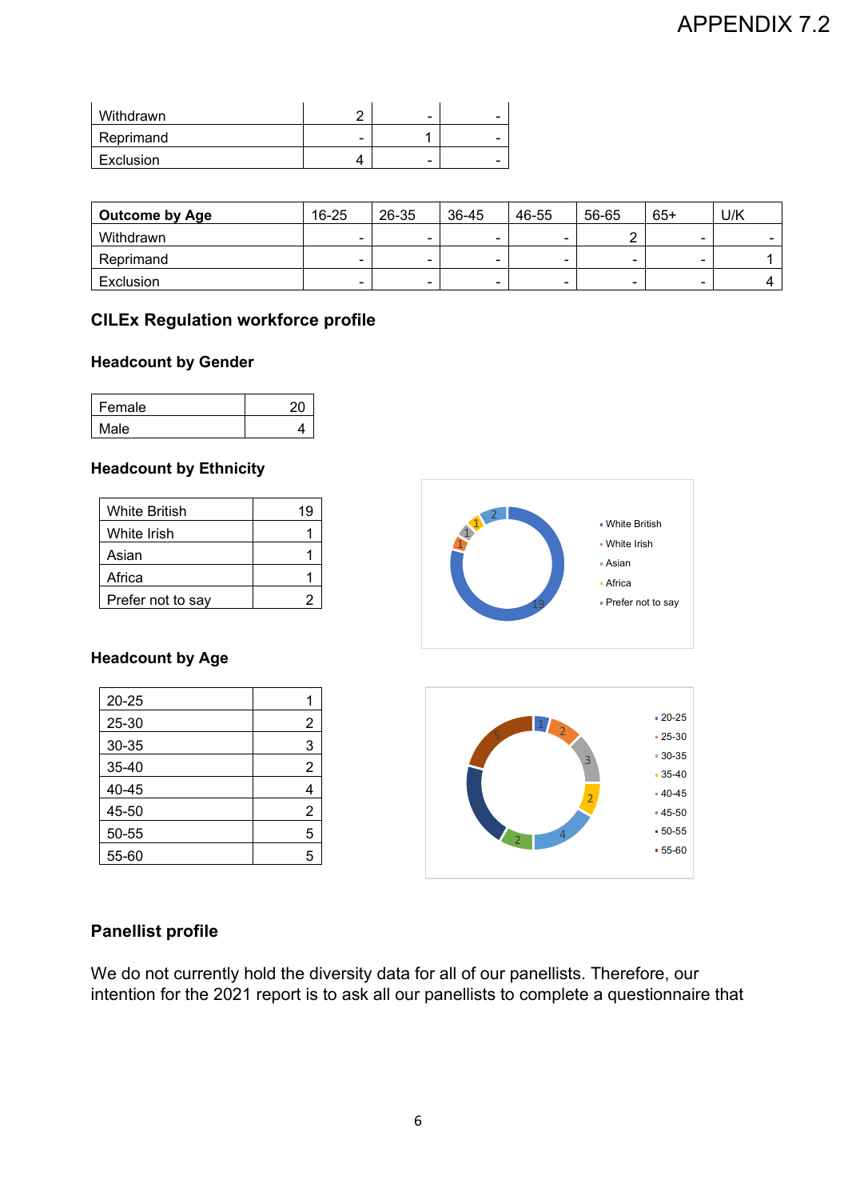| | | | |
|---|---|---|---|
| Withdrawn | 2 | - | - |
| Reprimand | - | 1 | - |
| Exclusion | 4 | - | - |

| Outcome by Age | 16-25 | 26-35 | 36-45 | 46-55 | 56-65 | 65+ | U/K |
|---|---|---|---|---|---|---|---|
| Withdrawn | - | - | - | - | 2 | - | - |
| Reprimand | - | - | - | - | - | - | 1 |
| Exclusion | - | - | - | - | - | - | 4 |

### CILEx Regulation workforce profile

#### Headcount by Gender

| | |
|---|---|
| Female | 20 |
| Male | 4 |

#### Headcount by Ethnicity

| | |
|---|---|
| White British | 19 |
| White Irish | 1 |
| Asian | 1 |
| Africa | 1 |
| Prefer not to say | 2 |

2
1
1
1
19

White British
White Irish
Asian
Africa
Prefer not to say

#### Headcount by Age

| | |
|---|---|
| 20-25 | 1 |
| 25-30 | 2 |
| 30-35 | 3 |
| 35-40 | 2 |
| 40-45 | 4 |
| 45-50 | 2 |
| 50-55 | 5 |
| 55-60 | 5 |

1
2
3
2
4
2
5

20-25
25-30
30-35
35-40
40-45
45-50
50-55
55-60

### Panellist profile

We do not currently hold the diversity data for all of our panellists. Therefore, our intention for the 2021 report is to ask all our panellists to complete a questionnaire that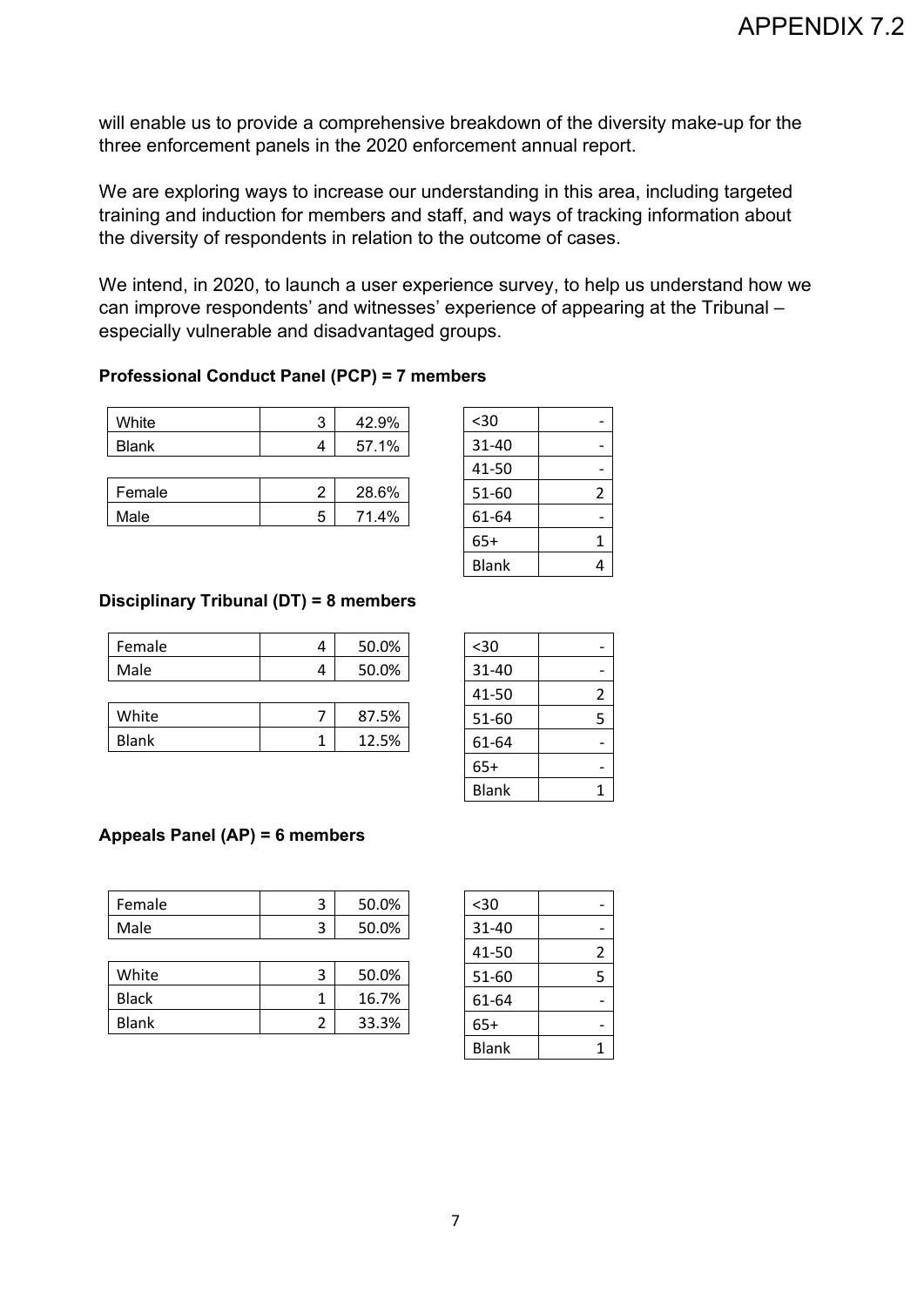will enable us to provide a comprehensive breakdown of the diversity make-up for the three enforcement panels in the 2020 enforcement annual report.

We are exploring ways to increase our understanding in this area, including targeted training and induction for members and staff, and ways of tracking information about the diversity of respondents in relation to the outcome of cases.

We intend, in 2020, to launch a user experience survey, to help us understand how we can improve respondents' and witnesses' experience of appearing at the Tribunal – especially vulnerable and disadvantaged groups.

**Professional Conduct Panel (PCP) = 7 members**

| | | |
|---|---|---|
| White | 3 | 42.9% |
| Blank | 4 | 57.1% |

| | | |
|---|---|---|
| Female | 2 | 28.6% |
| Male | 5 | 71.4% |

| | |
|---|---|
| <30 | - |
| 31-40 | - |
| 41-50 | - |
| 51-60 | 2 |
| 61-64 | - |
| 65+ | 1 |
| Blank | 4 |

**Disciplinary Tribunal (DT) = 8 members**

| | | |
|---|---|---|
| Female | 4 | 50.0% |
| Male | 4 | 50.0% |

| | | |
|---|---|---|
| White | 7 | 87.5% |
| Blank | 1 | 12.5% |

| | |
|---|---|
| <30 | - |
| 31-40 | - |
| 41-50 | 2 |
| 51-60 | 5 |
| 61-64 | - |
| 65+ | - |
| Blank | 1 |

**Appeals Panel (AP) = 6 members**

| | | |
|---|---|---|
| Female | 3 | 50.0% |
| Male | 3 | 50.0% |

| | | |
|---|---|---|
| White | 3 | 50.0% |
| Black | 1 | 16.7% |
| Blank | 2 | 33.3% |

| | |
|---|---|
| <30 | - |
| 31-40 | - |
| 41-50 | 2 |
| 51-60 | 5 |
| 61-64 | - |
| 65+ | - |
| Blank | 1 |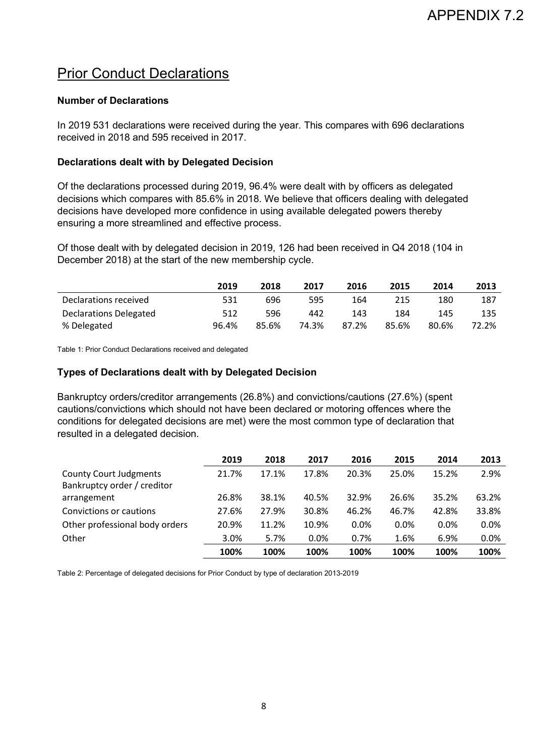APPENDIX 7.2

# Prior Conduct Declarations

**Number of Declarations**

In 2019 531 declarations were received during the year. This compares with 696 declarations received in 2018 and 595 received in 2017.

**Declarations dealt with by Delegated Decision**

Of the declarations processed during 2019, 96.4% were dealt with by officers as delegated decisions which compares with 85.6% in 2018. We believe that officers dealing with delegated decisions have developed more confidence in using available delegated powers thereby ensuring a more streamlined and effective process.

Of those dealt with by delegated decision in 2019, 126 had been received in Q4 2018 (104 in December 2018) at the start of the new membership cycle.

| | 2019 | 2018 | 2017 | 2016 | 2015 | 2014 | 2013 |
|---|---|---|---|---|---|---|---|
| Declarations received | 531 | 696 | 595 | 164 | 215 | 180 | 187 |
| Declarations Delegated | 512 | 596 | 442 | 143 | 184 | 145 | 135 |
| % Delegated | 96.4% | 85.6% | 74.3% | 87.2% | 85.6% | 80.6% | 72.2% |

Table 1: Prior Conduct Declarations received and delegated

**Types of Declarations dealt with by Delegated Decision**

Bankruptcy orders/creditor arrangements (26.8%) and convictions/cautions (27.6%) (spent cautions/convictions which should not have been declared or motoring offences where the conditions for delegated decisions are met) were the most common type of declaration that resulted in a delegated decision.

| | 2019 | 2018 | 2017 | 2016 | 2015 | 2014 | 2013 |
|---|---|---|---|---|---|---|---|
| County Court Judgments | 21.7% | 17.1% | 17.8% | 20.3% | 25.0% | 15.2% | 2.9% |
| Bankruptcy order / creditor arrangement | 26.8% | 38.1% | 40.5% | 32.9% | 26.6% | 35.2% | 63.2% |
| Convictions or cautions | 27.6% | 27.9% | 30.8% | 46.2% | 46.7% | 42.8% | 33.8% |
| Other professional body orders | 20.9% | 11.2% | 10.9% | 0.0% | 0.0% | 0.0% | 0.0% |
| Other | 3.0% | 5.7% | 0.0% | 0.7% | 1.6% | 6.9% | 0.0% |
| | 100% | 100% | 100% | 100% | 100% | 100% | 100% |

Table 2: Percentage of delegated decisions for Prior Conduct by type of declaration 2013-2019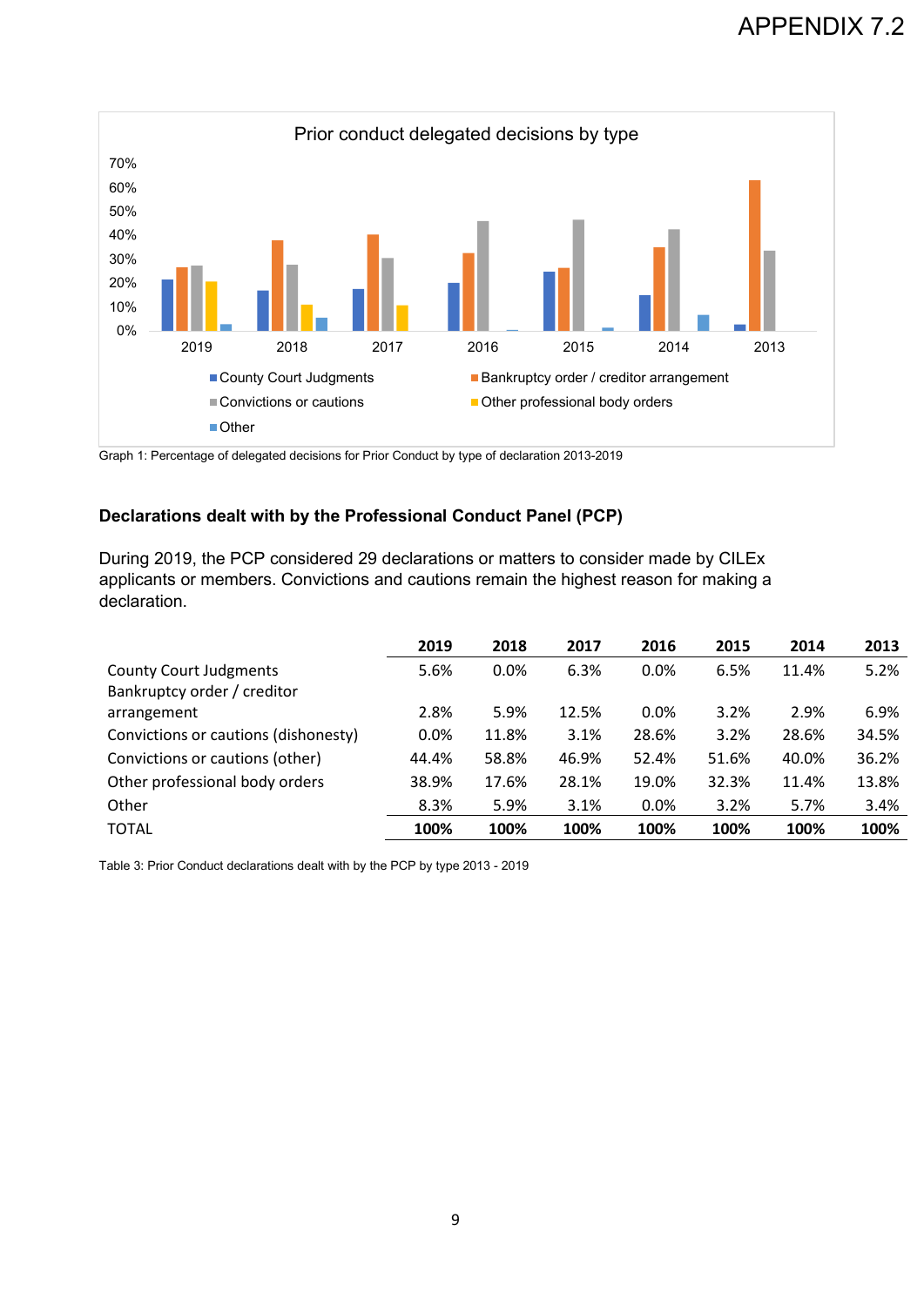APPENDIX 7.2

Prior conduct delegated decisions by type

70%
60%
50%
40%
30%
20%
10%
0%

2019 2018 2017 2016 2015 2014 2013

County Court Judgments
Bankruptcy order / creditor arrangement
Convictions or cautions
Other professional body orders
Other

Graph 1: Percentage of delegated decisions for Prior Conduct by type of declaration 2013-2019

### Declarations dealt with by the Professional Conduct Panel (PCP)

During 2019, the PCP considered 29 declarations or matters to consider made by CILEx applicants or members. Convictions and cautions remain the highest reason for making a declaration.

| | 2019 | 2018 | 2017 | 2016 | 2015 | 2014 | 2013 |
|---|---|---|---|---|---|---|---|
| County Court Judgments | 5.6% | 0.0% | 6.3% | 0.0% | 6.5% | 11.4% | 5.2% |
| Bankruptcy order / creditor arrangement | 2.8% | 5.9% | 12.5% | 0.0% | 3.2% | 2.9% | 6.9% |
| Convictions or cautions (dishonesty) | 0.0% | 11.8% | 3.1% | 28.6% | 3.2% | 28.6% | 34.5% |
| Convictions or cautions (other) | 44.4% | 58.8% | 46.9% | 52.4% | 51.6% | 40.0% | 36.2% |
| Other professional body orders | 38.9% | 17.6% | 28.1% | 19.0% | 32.3% | 11.4% | 13.8% |
| Other | 8.3% | 5.9% | 3.1% | 0.0% | 3.2% | 5.7% | 3.4% |
| TOTAL | **100%** | **100%** | **100%** | **100%** | **100%** | **100%** | **100%** |

Table 3: Prior Conduct declarations dealt with by the PCP by type 2013 - 2019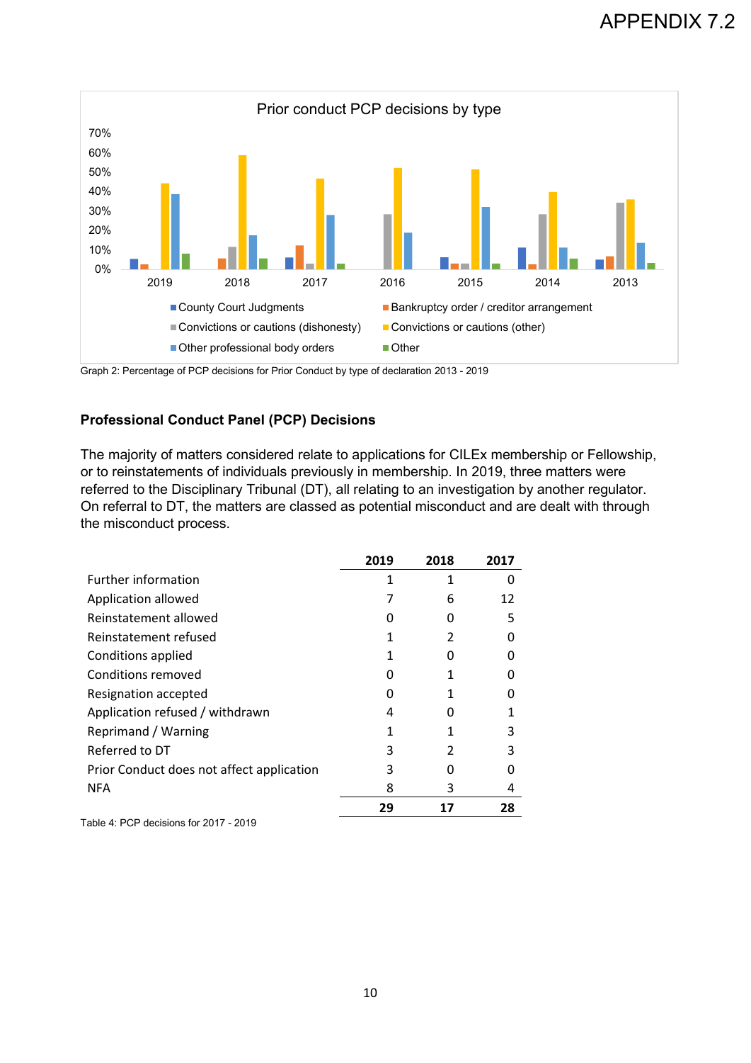APPENDIX 7.2

Prior conduct PCP decisions by type

70%
60%
50%
40%
30%
20%
10%
0%

2019 2018 2017 2016 2015 2014 2013

County Court Judgments
Bankruptcy order / creditor arrangement
Convictions or cautions (dishonesty)
Convictions or cautions (other)
Other professional body orders
Other

Graph 2: Percentage of PCP decisions for Prior Conduct by type of declaration 2013 - 2019

**Professional Conduct Panel (PCP) Decisions**

The majority of matters considered relate to applications for CILEx membership or Fellowship, or to reinstatements of individuals previously in membership. In 2019, three matters were referred to the Disciplinary Tribunal (DT), all relating to an investigation by another regulator. On referral to DT, the matters are classed as potential misconduct and are dealt with through the misconduct process.

| | 2019 | 2018 | 2017 |
|---|---|---|---|
| Further information | 1 | 1 | 0 |
| Application allowed | 7 | 6 | 12 |
| Reinstatement allowed | 0 | 0 | 5 |
| Reinstatement refused | 1 | 2 | 0 |
| Conditions applied | 1 | 0 | 0 |
| Conditions removed | 0 | 1 | 0 |
| Resignation accepted | 0 | 1 | 0 |
| Application refused / withdrawn | 4 | 0 | 1 |
| Reprimand / Warning | 1 | 1 | 3 |
| Referred to DT | 3 | 2 | 3 |
| Prior Conduct does not affect application | 3 | 0 | 0 |
| NFA | 8 | 3 | 4 |
| | **29** | **17** | **28** |

Table 4: PCP decisions for 2017 - 2019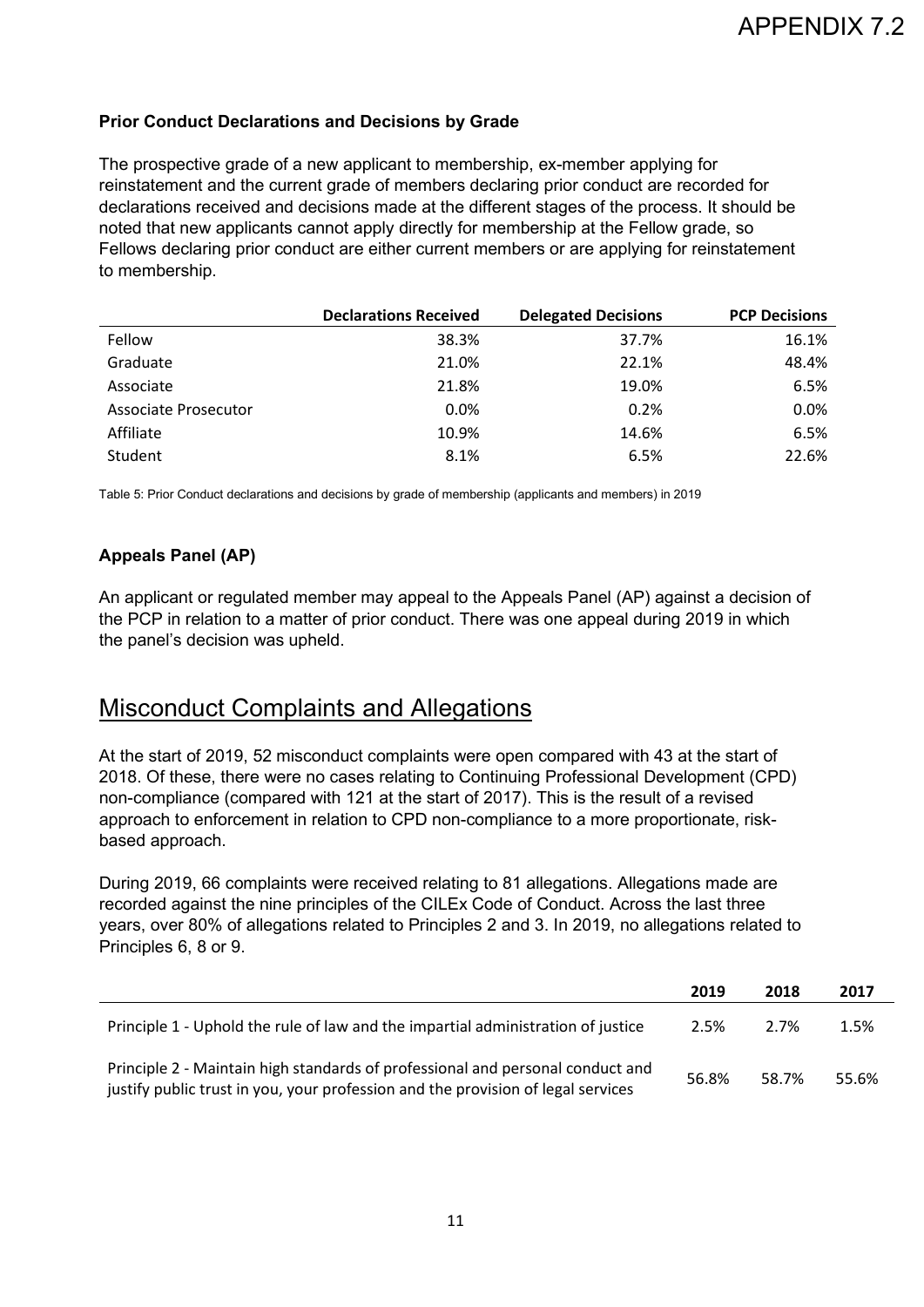### Prior Conduct Declarations and Decisions by Grade

The prospective grade of a new applicant to membership, ex-member applying for reinstatement and the current grade of members declaring prior conduct are recorded for declarations received and decisions made at the different stages of the process. It should be noted that new applicants cannot apply directly for membership at the Fellow grade, so Fellows declaring prior conduct are either current members or are applying for reinstatement to membership.

| | Declarations Received | Delegated Decisions | PCP Decisions |
|---|---|---|---|
| Fellow | 38.3% | 37.7% | 16.1% |
| Graduate | 21.0% | 22.1% | 48.4% |
| Associate | 21.8% | 19.0% | 6.5% |
| Associate Prosecutor | 0.0% | 0.2% | 0.0% |
| Affiliate | 10.9% | 14.6% | 6.5% |
| Student | 8.1% | 6.5% | 22.6% |

Table 5: Prior Conduct declarations and decisions by grade of membership (applicants and members) in 2019

### Appeals Panel (AP)

An applicant or regulated member may appeal to the Appeals Panel (AP) against a decision of the PCP in relation to a matter of prior conduct. There was one appeal during 2019 in which the panel's decision was upheld.

## Misconduct Complaints and Allegations

At the start of 2019, 52 misconduct complaints were open compared with 43 at the start of 2018. Of these, there were no cases relating to Continuing Professional Development (CPD) non-compliance (compared with 121 at the start of 2017). This is the result of a revised approach to enforcement in relation to CPD non-compliance to a more proportionate, risk-based approach.

During 2019, 66 complaints were received relating to 81 allegations. Allegations made are recorded against the nine principles of the CILEx Code of Conduct. Across the last three years, over 80% of allegations related to Principles 2 and 3. In 2019, no allegations related to Principles 6, 8 or 9.

| | 2019 | 2018 | 2017 |
|---|---|---|---|
| Principle 1 - Uphold the rule of law and the impartial administration of justice | 2.5% | 2.7% | 1.5% |
| Principle 2 - Maintain high standards of professional and personal conduct and justify public trust in you, your profession and the provision of legal services | 56.8% | 58.7% | 55.6% |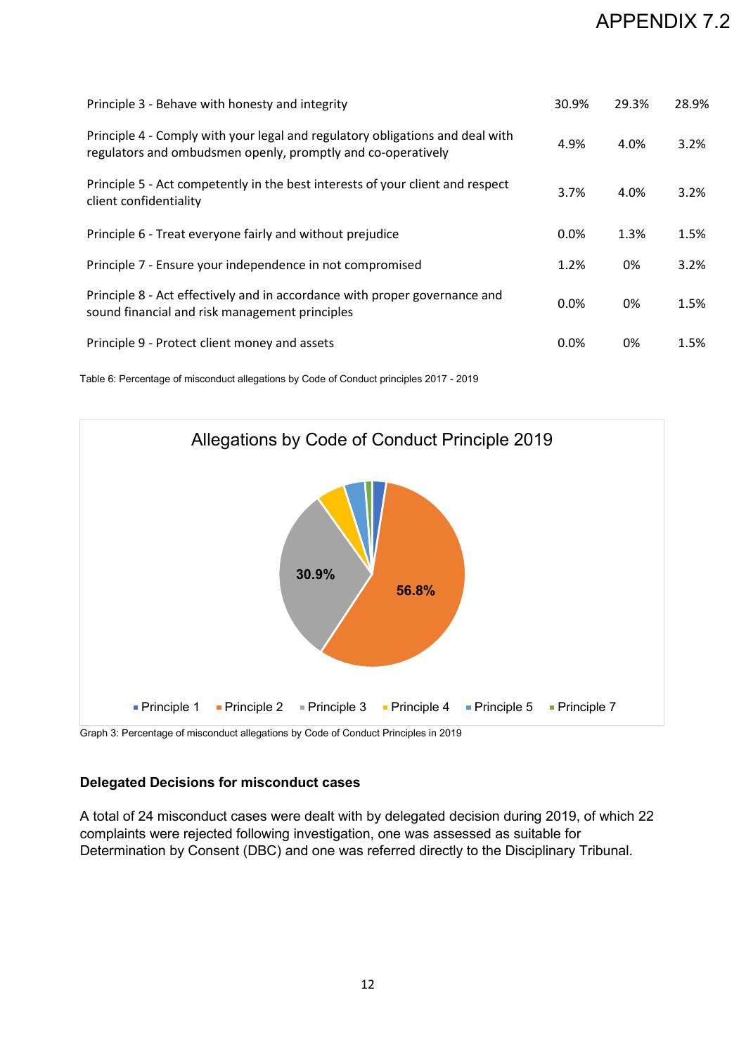| | | | |
|---|---|---|---|
| Principle 3 - Behave with honesty and integrity | 30.9% | 29.3% | 28.9% |
| Principle 4 - Comply with your legal and regulatory obligations and deal with regulators and ombudsmen openly, promptly and co-operatively | 4.9% | 4.0% | 3.2% |
| Principle 5 - Act competently in the best interests of your client and respect client confidentiality | 3.7% | 4.0% | 3.2% |
| Principle 6 - Treat everyone fairly and without prejudice | 0.0% | 1.3% | 1.5% |
| Principle 7 - Ensure your independence in not compromised | 1.2% | 0% | 3.2% |
| Principle 8 - Act effectively and in accordance with proper governance and sound financial and risk management principles | 0.0% | 0% | 1.5% |
| Principle 9 - Protect client money and assets | 0.0% | 0% | 1.5% |

Table 6: Percentage of misconduct allegations by Code of Conduct principles 2017 - 2019

Allegations by Code of Conduct Principle 2019

30.9%

56.8%

Principle 1 Principle 2 Principle 3 Principle 4 Principle 5 Principle 7

Graph 3: Percentage of misconduct allegations by Code of Conduct Principles in 2019

**Delegated Decisions for misconduct cases**

A total of 24 misconduct cases were dealt with by delegated decision during 2019, of which 22 complaints were rejected following investigation, one was assessed as suitable for Determination by Consent (DBC) and one was referred directly to the Disciplinary Tribunal.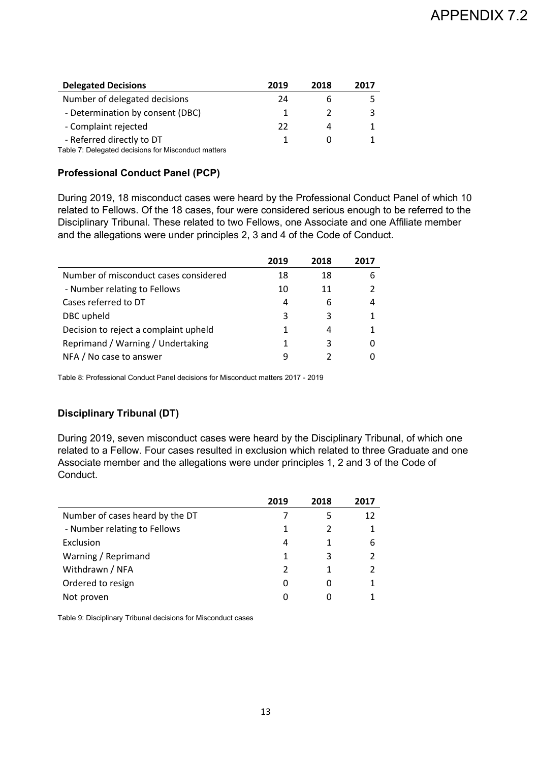| Delegated Decisions | 2019 | 2018 | 2017 |
| --- | --- | --- | --- |
| Number of delegated decisions | 24 | 6 | 5 |
| - Determination by consent (DBC) | 1 | 2 | 3 |
| - Complaint rejected | 22 | 4 | 1 |
| - Referred directly to DT | 1 | 0 | 1 |

Table 7: Delegated decisions for Misconduct matters

### Professional Conduct Panel (PCP)

During 2019, 18 misconduct cases were heard by the Professional Conduct Panel of which 10 related to Fellows. Of the 18 cases, four were considered serious enough to be referred to the Disciplinary Tribunal. These related to two Fellows, one Associate and one Affiliate member and the allegations were under principles 2, 3 and 4 of the Code of Conduct.

| | 2019 | 2018 | 2017 |
| --- | --- | --- | --- |
| Number of misconduct cases considered | 18 | 18 | 6 |
| - Number relating to Fellows | 10 | 11 | 2 |
| Cases referred to DT | 4 | 6 | 4 |
| DBC upheld | 3 | 3 | 1 |
| Decision to reject a complaint upheld | 1 | 4 | 1 |
| Reprimand / Warning / Undertaking | 1 | 3 | 0 |
| NFA / No case to answer | 9 | 2 | 0 |

Table 8: Professional Conduct Panel decisions for Misconduct matters 2017 - 2019

### Disciplinary Tribunal (DT)

During 2019, seven misconduct cases were heard by the Disciplinary Tribunal, of which one related to a Fellow. Four cases resulted in exclusion which related to three Graduate and one Associate member and the allegations were under principles 1, 2 and 3 of the Code of Conduct.

| | 2019 | 2018 | 2017 |
| --- | --- | --- | --- |
| Number of cases heard by the DT | 7 | 5 | 12 |
| - Number relating to Fellows | 1 | 2 | 1 |
| Exclusion | 4 | 1 | 6 |
| Warning / Reprimand | 1 | 3 | 2 |
| Withdrawn / NFA | 2 | 1 | 2 |
| Ordered to resign | 0 | 0 | 1 |
| Not proven | 0 | 0 | 1 |

Table 9: Disciplinary Tribunal decisions for Misconduct cases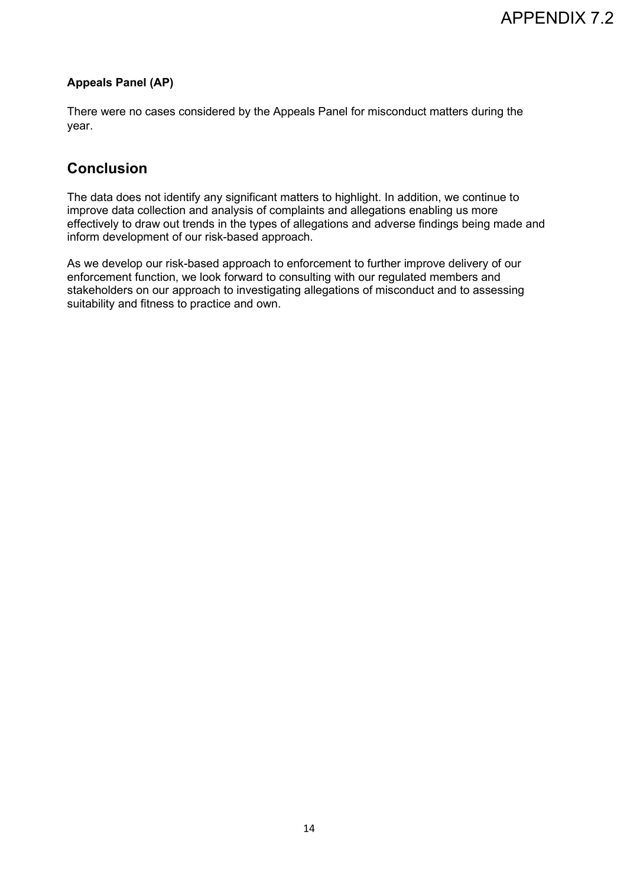**Appeals Panel (AP)**

There were no cases considered by the Appeals Panel for misconduct matters during the year.

## Conclusion

The data does not identify any significant matters to highlight. In addition, we continue to improve data collection and analysis of complaints and allegations enabling us more effectively to draw out trends in the types of allegations and adverse findings being made and inform development of our risk-based approach.

As we develop our risk-based approach to enforcement to further improve delivery of our enforcement function, we look forward to consulting with our regulated members and stakeholders on our approach to investigating allegations of misconduct and to assessing suitability and fitness to practice and own.